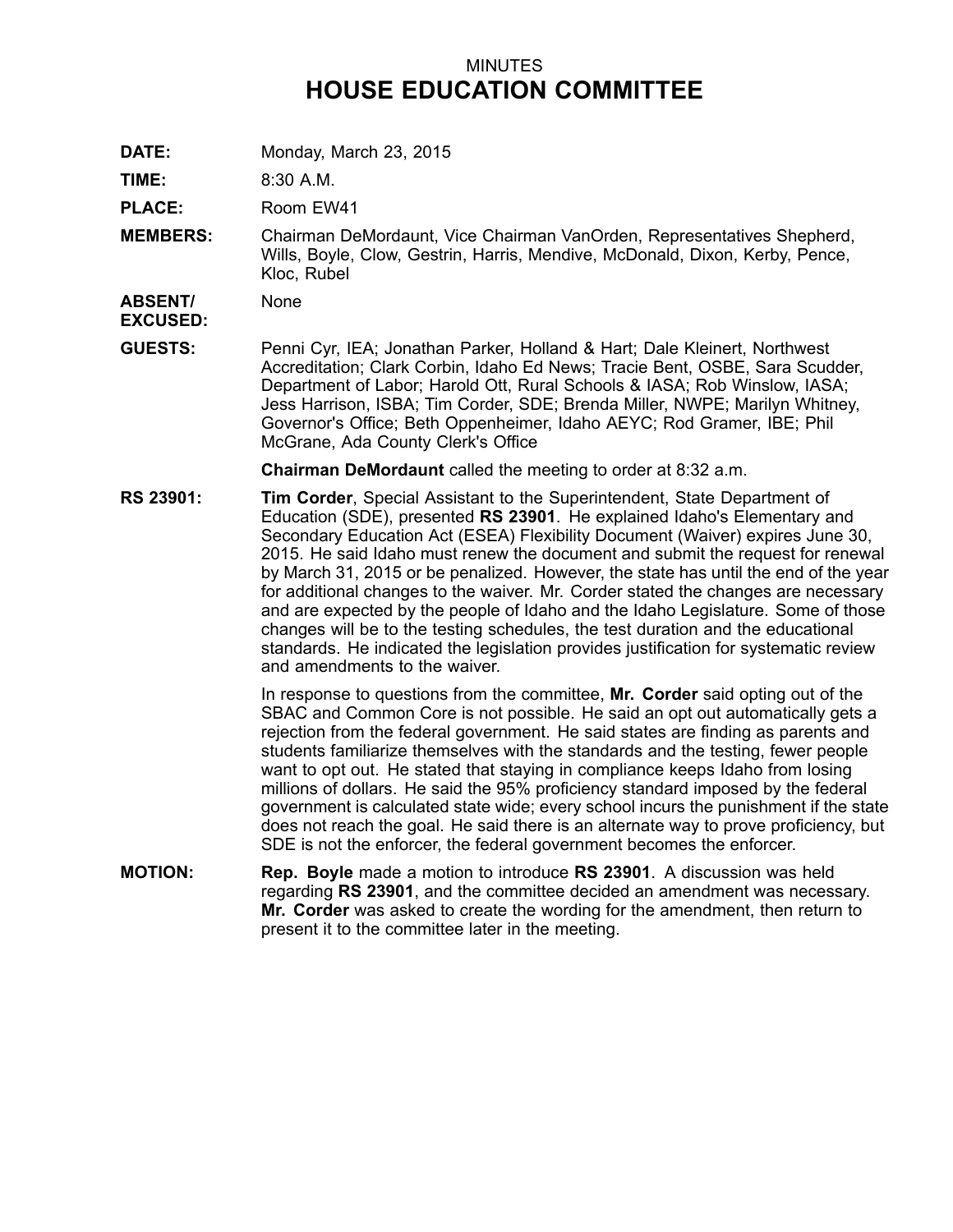MINUTES

# HOUSE EDUCATION COMMITTEE

**DATE:** Monday, March 23, 2015

**TIME:** 8:30 A.M.

**PLACE:** Room EW41

**MEMBERS:** Chairman DeMordaunt, Vice Chairman VanOrden, Representatives Shepherd, Wills, Boyle, Clow, Gestrin, Harris, Mendive, McDonald, Dixon, Kerby, Pence, Kloc, Rubel

**ABSENT/ EXCUSED:** None

**GUESTS:** Penni Cyr, IEA; Jonathan Parker, Holland & Hart; Dale Kleinert, Northwest Accreditation; Clark Corbin, Idaho Ed News; Tracie Bent, OSBE, Sara Scudder, Department of Labor; Harold Ott, Rural Schools & IASA; Rob Winslow, IASA; Jess Harrison, ISBA; Tim Corder, SDE; Brenda Miller, NWPE; Marilyn Whitney, Governor's Office; Beth Oppenheimer, Idaho AEYC; Rod Gramer, IBE; Phil McGrane, Ada County Clerk's Office

**Chairman DeMordaunt** called the meeting to order at 8:32 a.m.

**RS 23901:** **Tim Corder**, Special Assistant to the Superintendent, State Department of Education (SDE), presented **RS 23901**. He explained Idaho's Elementary and Secondary Education Act (ESEA) Flexibility Document (Waiver) expires June 30, 2015. He said Idaho must renew the document and submit the request for renewal by March 31, 2015 or be penalized. However, the state has until the end of the year for additional changes to the waiver. Mr. Corder stated the changes are necessary and are expected by the people of Idaho and the Idaho Legislature. Some of those changes will be to the testing schedules, the test duration and the educational standards. He indicated the legislation provides justification for systematic review and amendments to the waiver.

In response to questions from the committee, **Mr. Corder** said opting out of the SBAC and Common Core is not possible. He said an opt out automatically gets a rejection from the federal government. He said states are finding as parents and students familiarize themselves with the standards and the testing, fewer people want to opt out. He stated that staying in compliance keeps Idaho from losing millions of dollars. He said the 95% proficiency standard imposed by the federal government is calculated state wide; every school incurs the punishment if the state does not reach the goal. He said there is an alternate way to prove proficiency, but SDE is not the enforcer, the federal government becomes the enforcer.

**MOTION:** **Rep. Boyle** made a motion to introduce **RS 23901**. A discussion was held regarding **RS 23901**, and the committee decided an amendment was necessary. **Mr. Corder** was asked to create the wording for the amendment, then return to present it to the committee later in the meeting.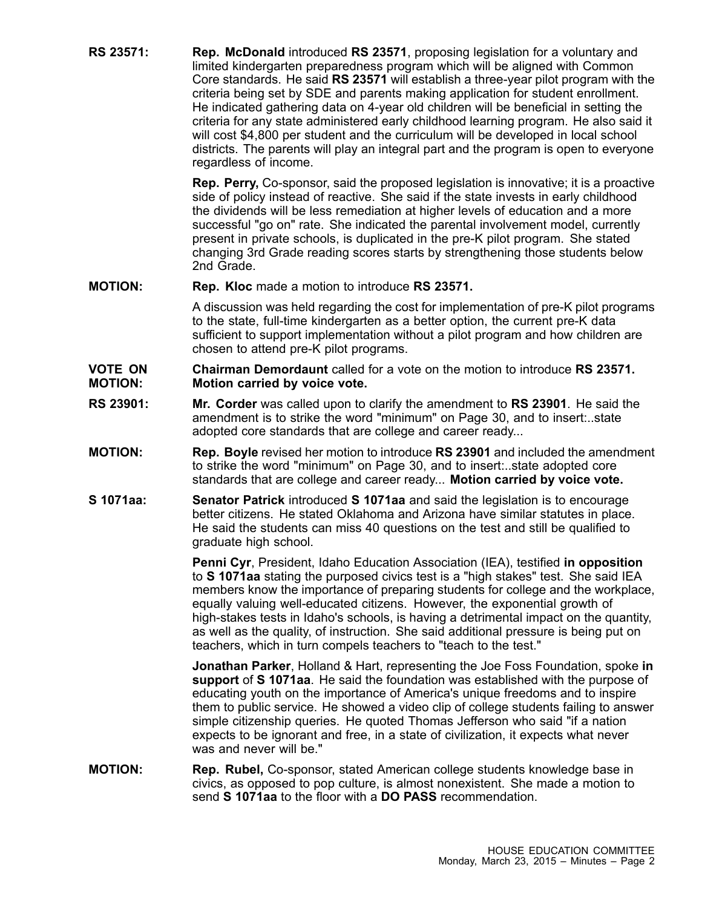**RS 23571:** **Rep. McDonald** introduced **RS 23571**, proposing legislation for a voluntary and limited kindergarten preparedness program which will be aligned with Common Core standards. He said **RS 23571** will establish a three-year pilot program with the criteria being set by SDE and parents making application for student enrollment. He indicated gathering data on 4-year old children will be beneficial in setting the criteria for any state administered early childhood learning program. He also said it will cost $4,800 per student and the curriculum will be developed in local school districts. The parents will play an integral part and the program is open to everyone regardless of income.

**Rep. Perry,** Co-sponsor, said the proposed legislation is innovative; it is a proactive side of policy instead of reactive. She said if the state invests in early childhood the dividends will be less remediation at higher levels of education and a more successful "go on" rate. She indicated the parental involvement model, currently present in private schools, is duplicated in the pre-K pilot program. She stated changing 3rd Grade reading scores starts by strengthening those students below 2nd Grade.

**MOTION:** **Rep. Kloc** made a motion to introduce **RS 23571.**

A discussion was held regarding the cost for implementation of pre-K pilot programs to the state, full-time kindergarten as a better option, the current pre-K data sufficient to support implementation without a pilot program and how children are chosen to attend pre-K pilot programs.

**VOTE ON MOTION:** **Chairman Demordaunt** called for a vote on the motion to introduce **RS 23571. Motion carried by voice vote.**

**RS 23901:** **Mr. Corder** was called upon to clarify the amendment to **RS 23901**. He said the amendment is to strike the word "minimum" on Page 30, and to insert:..state adopted core standards that are college and career ready...

**MOTION:** **Rep. Boyle** revised her motion to introduce **RS 23901** and included the amendment to strike the word "minimum" on Page 30, and to insert:..state adopted core standards that are college and career ready... **Motion carried by voice vote.**

**S 1071aa:** **Senator Patrick** introduced **S 1071aa** and said the legislation is to encourage better citizens. He stated Oklahoma and Arizona have similar statutes in place. He said the students can miss 40 questions on the test and still be qualified to graduate high school.

**Penni Cyr**, President, Idaho Education Association (IEA), testified **in opposition** to **S 1071aa** stating the purposed civics test is a "high stakes" test. She said IEA members know the importance of preparing students for college and the workplace, equally valuing well-educated citizens. However, the exponential growth of high-stakes tests in Idaho's schools, is having a detrimental impact on the quantity, as well as the quality, of instruction. She said additional pressure is being put on teachers, which in turn compels teachers to "teach to the test."

**Jonathan Parker**, Holland & Hart, representing the Joe Foss Foundation, spoke **in support** of **S 1071aa**. He said the foundation was established with the purpose of educating youth on the importance of America's unique freedoms and to inspire them to public service. He showed a video clip of college students failing to answer simple citizenship queries. He quoted Thomas Jefferson who said "if a nation expects to be ignorant and free, in a state of civilization, it expects what never was and never will be."

**MOTION:** **Rep. Rubel,** Co-sponsor, stated American college students knowledge base in civics, as opposed to pop culture, is almost nonexistent. She made a motion to send **S 1071aa** to the floor with a **DO PASS** recommendation.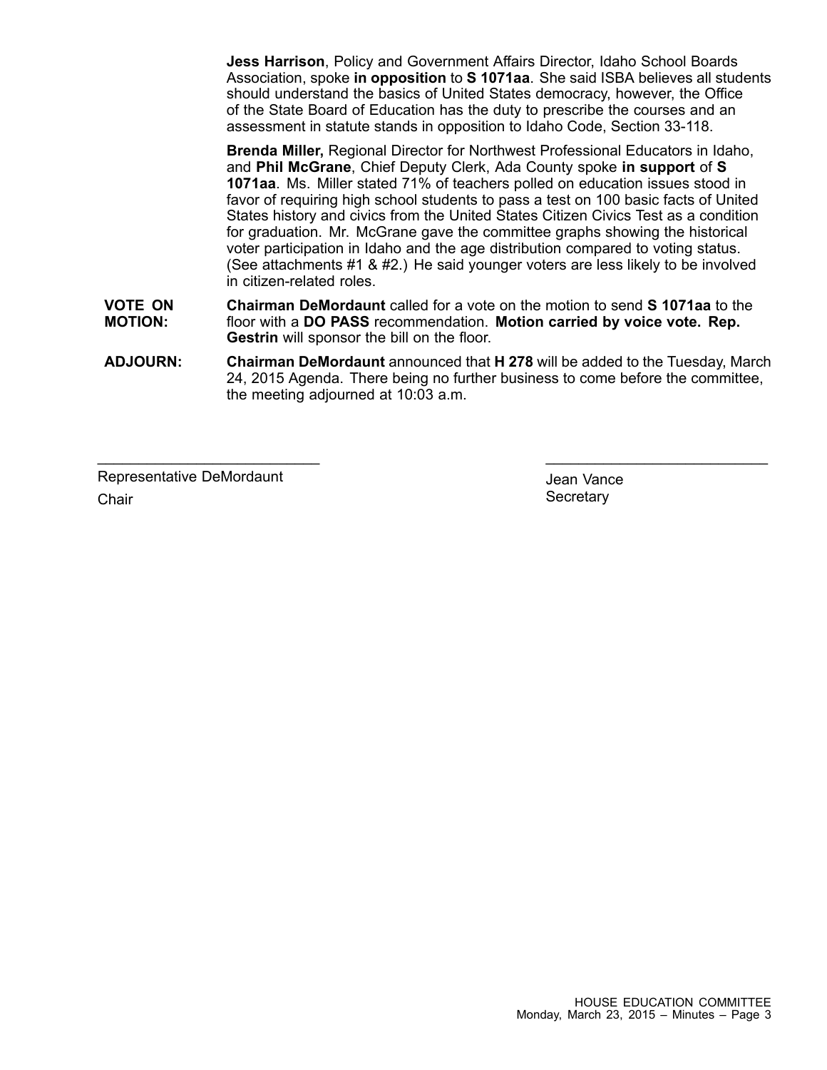**Jess Harrison**, Policy and Government Affairs Director, Idaho School Boards Association, spoke **in opposition** to **S 1071aa**. She said ISBA believes all students should understand the basics of United States democracy, however, the Office of the State Board of Education has the duty to prescribe the courses and an assessment in statute stands in opposition to Idaho Code, Section 33-118.

**Brenda Miller,** Regional Director for Northwest Professional Educators in Idaho, and **Phil McGrane**, Chief Deputy Clerk, Ada County spoke **in support** of **S 1071aa**. Ms. Miller stated 71% of teachers polled on education issues stood in favor of requiring high school students to pass a test on 100 basic facts of United States history and civics from the United States Citizen Civics Test as a condition for graduation. Mr. McGrane gave the committee graphs showing the historical voter participation in Idaho and the age distribution compared to voting status. (See attachments #1 & #2.) He said younger voters are less likely to be involved in citizen-related roles.

**VOTE ON MOTION:** **Chairman DeMordaunt** called for a vote on the motion to send **S 1071aa** to the floor with a **DO PASS** recommendation. **Motion carried by voice vote. Rep. Gestrin** will sponsor the bill on the floor.

**ADJOURN:** **Chairman DeMordaunt** announced that **H 278** will be added to the Tuesday, March 24, 2015 Agenda. There being no further business to come before the committee, the meeting adjourned at 10:03 a.m.

___________________________
Representative DeMordaunt
Chair

___________________________
Jean Vance
Secretary